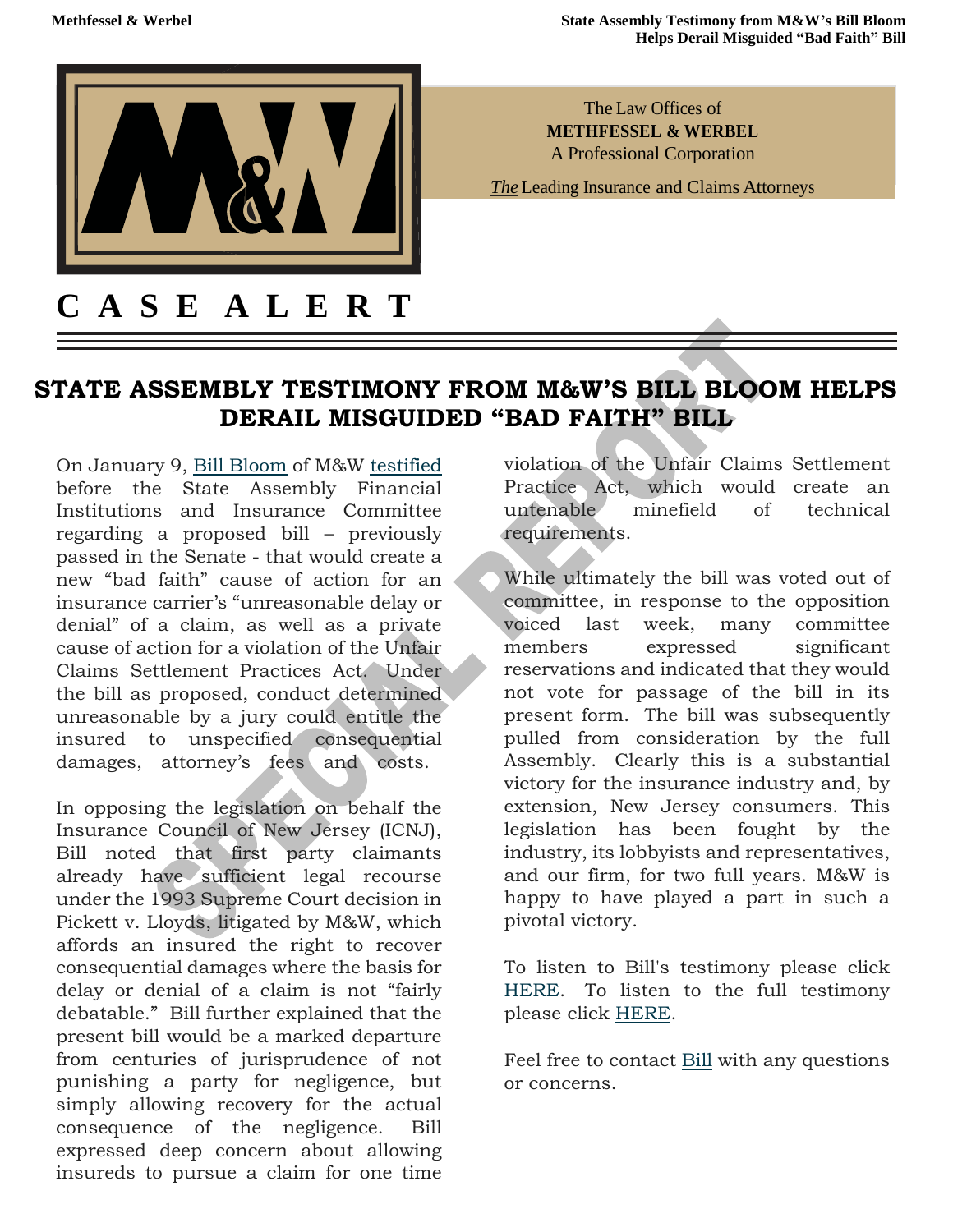The Law Offices of
**METHFESSEL & WERBEL**
A Professional Corporation

*The* Leading Insurance and Claims Attorneys

# C A S E A L E R T

## STATE ASSEMBLY TESTIMONY FROM M&W'S BILL BLOOM HELPS DERAIL MISGUIDED "BAD FAITH" BILL

On January 9, Bill Bloom of M&W testified before the State Assembly Financial Institutions and Insurance Committee regarding a proposed bill – previously passed in the Senate - that would create a new "bad faith" cause of action for an insurance carrier's "unreasonable delay or denial" of a claim, as well as a private cause of action for a violation of the Unfair Claims Settlement Practices Act. Under the bill as proposed, conduct determined unreasonable by a jury could entitle the insured to unspecified consequential damages, attorney's fees and costs.

In opposing the legislation on behalf the Insurance Council of New Jersey (ICNJ), Bill noted that first party claimants already have sufficient legal recourse under the 1993 Supreme Court decision in Pickett v. Lloyds, litigated by M&W, which affords an insured the right to recover consequential damages where the basis for delay or denial of a claim is not "fairly debatable." Bill further explained that the present bill would be a marked departure from centuries of jurisprudence of not punishing a party for negligence, but simply allowing recovery for the actual consequence of the negligence. Bill expressed deep concern about allowing insureds to pursue a claim for one time violation of the Unfair Claims Settlement Practice Act, which would create an untenable minefield of technical requirements.

While ultimately the bill was voted out of committee, in response to the opposition voiced last week, many committee members expressed significant reservations and indicated that they would not vote for passage of the bill in its present form. The bill was subsequently pulled from consideration by the full Assembly. Clearly this is a substantial victory for the insurance industry and, by extension, New Jersey consumers. This legislation has been fought by the industry, its lobbyists and representatives, and our firm, for two full years. M&W is happy to have played a part in such a pivotal victory.

To listen to Bill's testimony please click HERE. To listen to the full testimony please click HERE.

Feel free to contact Bill with any questions or concerns.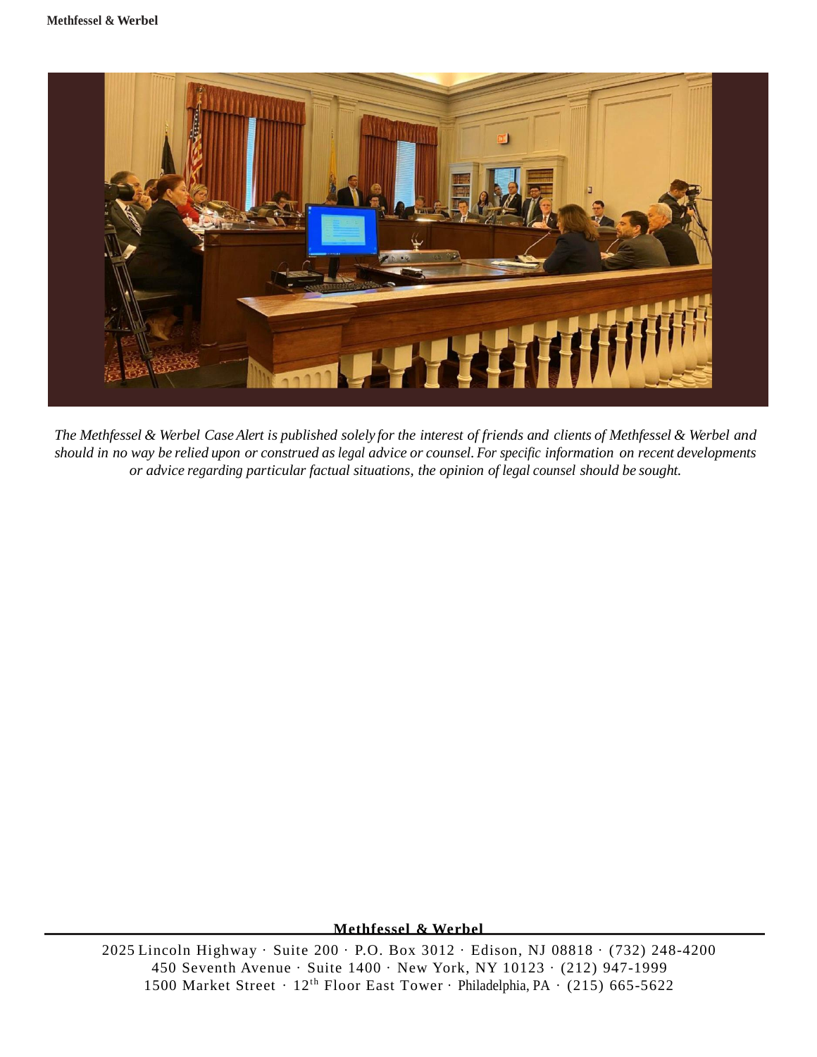*The Methfessel & Werbel Case Alert is published solely for the interest of friends and clients of Methfessel & Werbel and should in no way be relied upon or construed as legal advice or counsel. For specific information on recent developments or advice regarding particular factual situations, the opinion of legal counsel should be sought.*

**Methfessel & Werbel**

2025 Lincoln Highway · Suite 200 · P.O. Box 3012 · Edison, NJ 08818 · (732) 248-4200
450 Seventh Avenue · Suite 1400 · New York, NY 10123 · (212) 947-1999
1500 Market Street · 12th Floor East Tower · Philadelphia, PA · (215) 665-5622